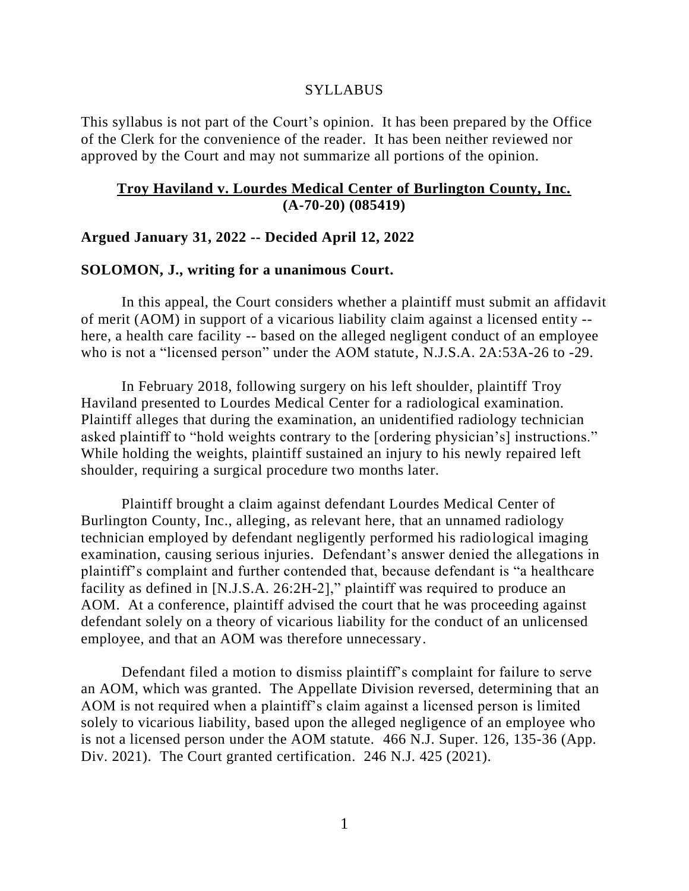SYLLABUS

This syllabus is not part of the Court's opinion. It has been prepared by the Office of the Clerk for the convenience of the reader. It has been neither reviewed nor approved by the Court and may not summarize all portions of the opinion.

**Troy Haviland v. Lourdes Medical Center of Burlington County, Inc. (A-70-20) (085419)**

**Argued January 31, 2022 -- Decided April 12, 2022**

**SOLOMON, J., writing for a unanimous Court.**

In this appeal, the Court considers whether a plaintiff must submit an affidavit of merit (AOM) in support of a vicarious liability claim against a licensed entity -- here, a health care facility -- based on the alleged negligent conduct of an employee who is not a "licensed person" under the AOM statute, N.J.S.A. 2A:53A-26 to -29.

In February 2018, following surgery on his left shoulder, plaintiff Troy Haviland presented to Lourdes Medical Center for a radiological examination. Plaintiff alleges that during the examination, an unidentified radiology technician asked plaintiff to "hold weights contrary to the [ordering physician's] instructions." While holding the weights, plaintiff sustained an injury to his newly repaired left shoulder, requiring a surgical procedure two months later.

Plaintiff brought a claim against defendant Lourdes Medical Center of Burlington County, Inc., alleging, as relevant here, that an unnamed radiology technician employed by defendant negligently performed his radiological imaging examination, causing serious injuries. Defendant's answer denied the allegations in plaintiff's complaint and further contended that, because defendant is "a healthcare facility as defined in [N.J.S.A. 26:2H-2]," plaintiff was required to produce an AOM. At a conference, plaintiff advised the court that he was proceeding against defendant solely on a theory of vicarious liability for the conduct of an unlicensed employee, and that an AOM was therefore unnecessary.

Defendant filed a motion to dismiss plaintiff's complaint for failure to serve an AOM, which was granted. The Appellate Division reversed, determining that an AOM is not required when a plaintiff's claim against a licensed person is limited solely to vicarious liability, based upon the alleged negligence of an employee who is not a licensed person under the AOM statute. 466 N.J. Super. 126, 135-36 (App. Div. 2021). The Court granted certification. 246 N.J. 425 (2021).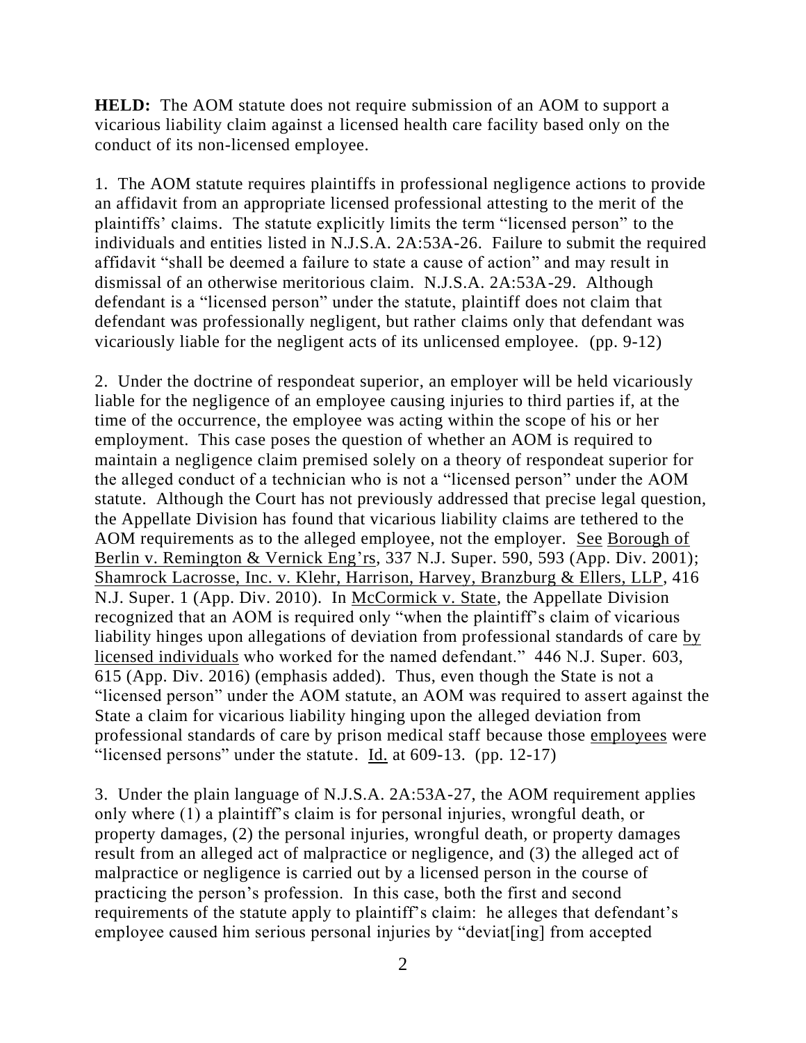**HELD:** The AOM statute does not require submission of an AOM to support a vicarious liability claim against a licensed health care facility based only on the conduct of its non-licensed employee.

1. The AOM statute requires plaintiffs in professional negligence actions to provide an affidavit from an appropriate licensed professional attesting to the merit of the plaintiffs' claims. The statute explicitly limits the term "licensed person" to the individuals and entities listed in N.J.S.A. 2A:53A-26. Failure to submit the required affidavit "shall be deemed a failure to state a cause of action" and may result in dismissal of an otherwise meritorious claim. N.J.S.A. 2A:53A-29. Although defendant is a "licensed person" under the statute, plaintiff does not claim that defendant was professionally negligent, but rather claims only that defendant was vicariously liable for the negligent acts of its unlicensed employee. (pp. 9-12)

2. Under the doctrine of respondeat superior, an employer will be held vicariously liable for the negligence of an employee causing injuries to third parties if, at the time of the occurrence, the employee was acting within the scope of his or her employment. This case poses the question of whether an AOM is required to maintain a negligence claim premised solely on a theory of respondeat superior for the alleged conduct of a technician who is not a "licensed person" under the AOM statute. Although the Court has not previously addressed that precise legal question, the Appellate Division has found that vicarious liability claims are tethered to the AOM requirements as to the alleged employee, not the employer. See Borough of Berlin v. Remington & Vernick Eng'rs, 337 N.J. Super. 590, 593 (App. Div. 2001); Shamrock Lacrosse, Inc. v. Klehr, Harrison, Harvey, Branzburg & Ellers, LLP, 416 N.J. Super. 1 (App. Div. 2010). In McCormick v. State, the Appellate Division recognized that an AOM is required only "when the plaintiff's claim of vicarious liability hinges upon allegations of deviation from professional standards of care by licensed individuals who worked for the named defendant." 446 N.J. Super. 603, 615 (App. Div. 2016) (emphasis added). Thus, even though the State is not a "licensed person" under the AOM statute, an AOM was required to assert against the State a claim for vicarious liability hinging upon the alleged deviation from professional standards of care by prison medical staff because those employees were "licensed persons" under the statute. Id. at 609-13. (pp. 12-17)

3. Under the plain language of N.J.S.A. 2A:53A-27, the AOM requirement applies only where (1) a plaintiff's claim is for personal injuries, wrongful death, or property damages, (2) the personal injuries, wrongful death, or property damages result from an alleged act of malpractice or negligence, and (3) the alleged act of malpractice or negligence is carried out by a licensed person in the course of practicing the person's profession. In this case, both the first and second requirements of the statute apply to plaintiff's claim: he alleges that defendant's employee caused him serious personal injuries by "deviat[ing] from accepted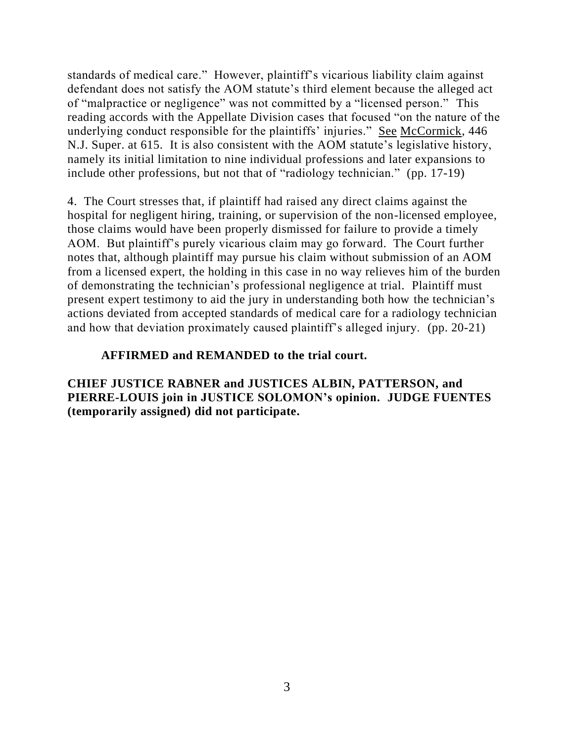standards of medical care." However, plaintiff's vicarious liability claim against defendant does not satisfy the AOM statute's third element because the alleged act of "malpractice or negligence" was not committed by a "licensed person." This reading accords with the Appellate Division cases that focused "on the nature of the underlying conduct responsible for the plaintiffs' injuries." See McCormick, 446 N.J. Super. at 615. It is also consistent with the AOM statute's legislative history, namely its initial limitation to nine individual professions and later expansions to include other professions, but not that of "radiology technician." (pp. 17-19)

4. The Court stresses that, if plaintiff had raised any direct claims against the hospital for negligent hiring, training, or supervision of the non-licensed employee, those claims would have been properly dismissed for failure to provide a timely AOM. But plaintiff's purely vicarious claim may go forward. The Court further notes that, although plaintiff may pursue his claim without submission of an AOM from a licensed expert, the holding in this case in no way relieves him of the burden of demonstrating the technician's professional negligence at trial. Plaintiff must present expert testimony to aid the jury in understanding both how the technician's actions deviated from accepted standards of medical care for a radiology technician and how that deviation proximately caused plaintiff's alleged injury. (pp. 20-21)

**AFFIRMED and REMANDED to the trial court.**

**CHIEF JUSTICE RABNER and JUSTICES ALBIN, PATTERSON, and PIERRE-LOUIS join in JUSTICE SOLOMON's opinion. JUDGE FUENTES (temporarily assigned) did not participate.**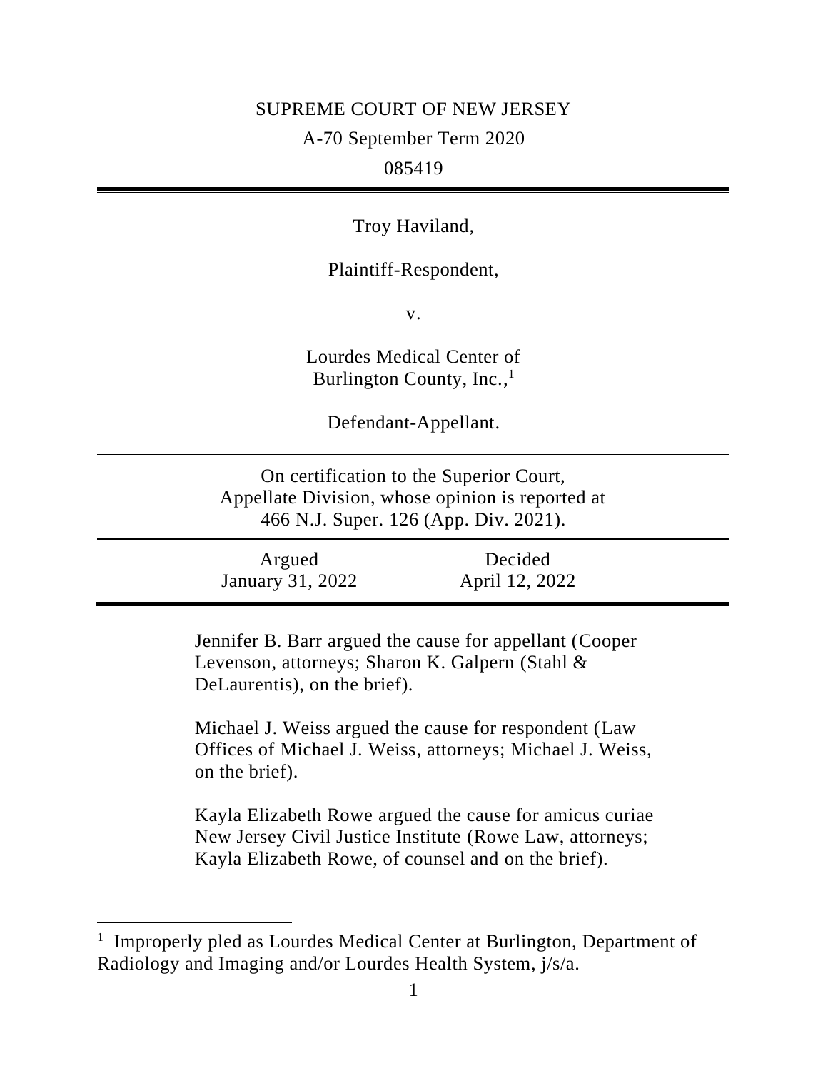SUPREME COURT OF NEW JERSEY

A-70 September Term 2020

085419

---

Troy Haviland,

Plaintiff-Respondent,

v.

Lourdes Medical Center of Burlington County, Inc.,[1]

Defendant-Appellant.

---

On certification to the Superior Court, Appellate Division, whose opinion is reported at 466 N.J. Super. 126 (App. Div. 2021).

---

| Argued | Decided |
| --- | --- |
| January 31, 2022 | April 12, 2022 |

---

Jennifer B. Barr argued the cause for appellant (Cooper Levenson, attorneys; Sharon K. Galpern (Stahl & DeLaurentis), on the brief).

Michael J. Weiss argued the cause for respondent (Law Offices of Michael J. Weiss, attorneys; Michael J. Weiss, on the brief).

Kayla Elizabeth Rowe argued the cause for amicus curiae New Jersey Civil Justice Institute (Rowe Law, attorneys; Kayla Elizabeth Rowe, of counsel and on the brief).

---

[1] Improperly pled as Lourdes Medical Center at Burlington, Department of Radiology and Imaging and/or Lourdes Health System, j/s/a.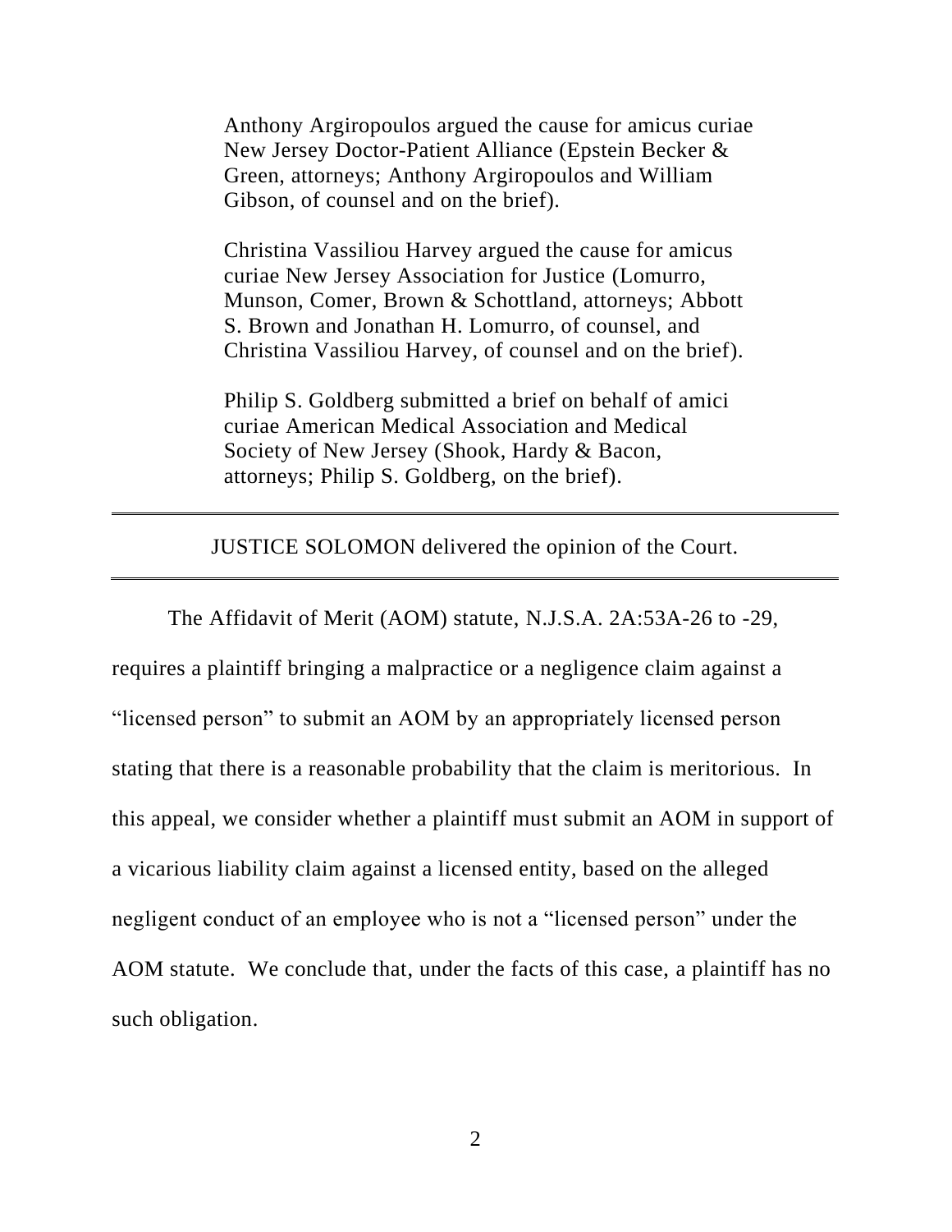Anthony Argiropoulos argued the cause for amicus curiae New Jersey Doctor-Patient Alliance (Epstein Becker & Green, attorneys; Anthony Argiropoulos and William Gibson, of counsel and on the brief).

Christina Vassiliou Harvey argued the cause for amicus curiae New Jersey Association for Justice (Lomurro, Munson, Comer, Brown & Schottland, attorneys; Abbott S. Brown and Jonathan H. Lomurro, of counsel, and Christina Vassiliou Harvey, of counsel and on the brief).

Philip S. Goldberg submitted a brief on behalf of amici curiae American Medical Association and Medical Society of New Jersey (Shook, Hardy & Bacon, attorneys; Philip S. Goldberg, on the brief).

---

JUSTICE SOLOMON delivered the opinion of the Court.

---

The Affidavit of Merit (AOM) statute, N.J.S.A. 2A:53A-26 to -29, requires a plaintiff bringing a malpractice or a negligence claim against a "licensed person" to submit an AOM by an appropriately licensed person stating that there is a reasonable probability that the claim is meritorious. In this appeal, we consider whether a plaintiff must submit an AOM in support of a vicarious liability claim against a licensed entity, based on the alleged negligent conduct of an employee who is not a "licensed person" under the AOM statute. We conclude that, under the facts of this case, a plaintiff has no such obligation.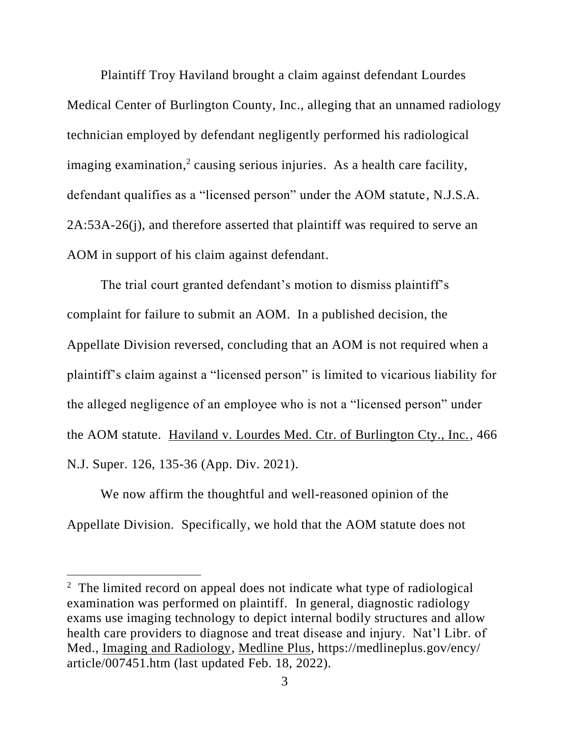Plaintiff Troy Haviland brought a claim against defendant Lourdes Medical Center of Burlington County, Inc., alleging that an unnamed radiology technician employed by defendant negligently performed his radiological imaging examination,[2] causing serious injuries. As a health care facility, defendant qualifies as a "licensed person" under the AOM statute, N.J.S.A. 2A:53A-26(j), and therefore asserted that plaintiff was required to serve an AOM in support of his claim against defendant.

The trial court granted defendant's motion to dismiss plaintiff's complaint for failure to submit an AOM. In a published decision, the Appellate Division reversed, concluding that an AOM is not required when a plaintiff's claim against a "licensed person" is limited to vicarious liability for the alleged negligence of an employee who is not a "licensed person" under the AOM statute. Haviland v. Lourdes Med. Ctr. of Burlington Cty., Inc., 466 N.J. Super. 126, 135-36 (App. Div. 2021).

We now affirm the thoughtful and well-reasoned opinion of the Appellate Division. Specifically, we hold that the AOM statute does not

---

[2] The limited record on appeal does not indicate what type of radiological examination was performed on plaintiff. In general, diagnostic radiology exams use imaging technology to depict internal bodily structures and allow health care providers to diagnose and treat disease and injury. Nat'l Libr. of Med., Imaging and Radiology, Medline Plus, https://medlineplus.gov/ency/article/007451.htm (last updated Feb. 18, 2022).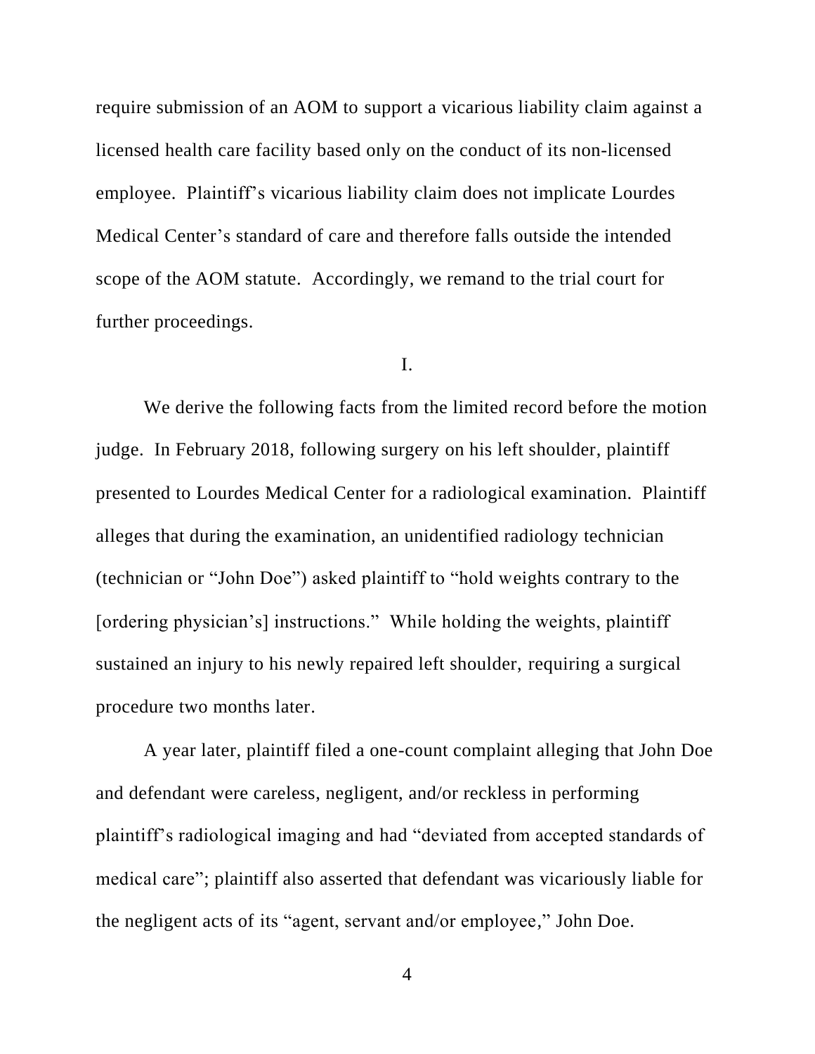require submission of an AOM to support a vicarious liability claim against a licensed health care facility based only on the conduct of its non-licensed employee. Plaintiff's vicarious liability claim does not implicate Lourdes Medical Center's standard of care and therefore falls outside the intended scope of the AOM statute. Accordingly, we remand to the trial court for further proceedings.

I.

We derive the following facts from the limited record before the motion judge. In February 2018, following surgery on his left shoulder, plaintiff presented to Lourdes Medical Center for a radiological examination. Plaintiff alleges that during the examination, an unidentified radiology technician (technician or "John Doe") asked plaintiff to "hold weights contrary to the [ordering physician's] instructions." While holding the weights, plaintiff sustained an injury to his newly repaired left shoulder, requiring a surgical procedure two months later.

A year later, plaintiff filed a one-count complaint alleging that John Doe and defendant were careless, negligent, and/or reckless in performing plaintiff's radiological imaging and had "deviated from accepted standards of medical care"; plaintiff also asserted that defendant was vicariously liable for the negligent acts of its "agent, servant and/or employee," John Doe.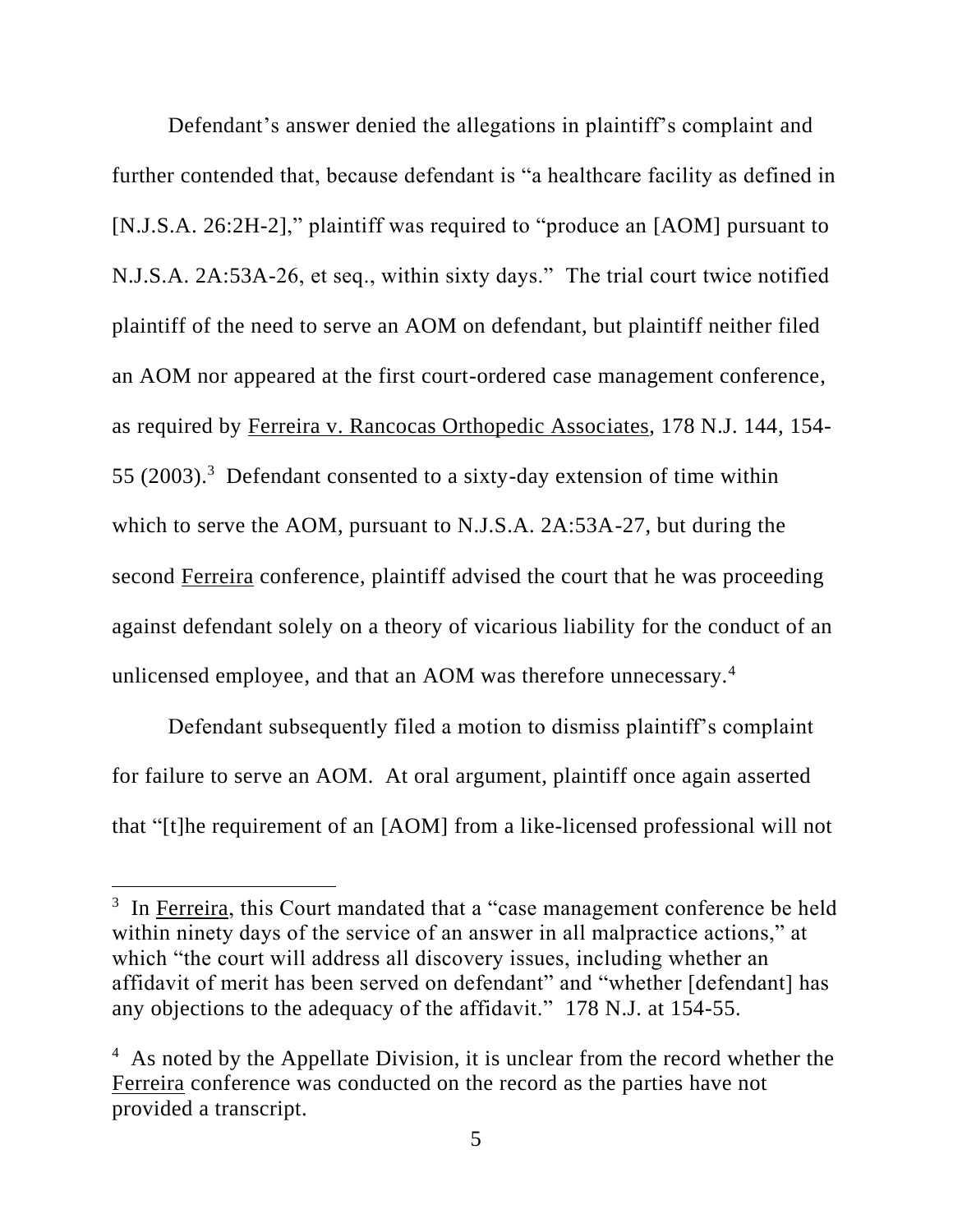Defendant's answer denied the allegations in plaintiff's complaint and further contended that, because defendant is "a healthcare facility as defined in [N.J.S.A. 26:2H-2]," plaintiff was required to "produce an [AOM] pursuant to N.J.S.A. 2A:53A-26, et seq., within sixty days." The trial court twice notified plaintiff of the need to serve an AOM on defendant, but plaintiff neither filed an AOM nor appeared at the first court-ordered case management conference, as required by Ferreira v. Rancocas Orthopedic Associates, 178 N.J. 144, 154-55 (2003).[3] Defendant consented to a sixty-day extension of time within which to serve the AOM, pursuant to N.J.S.A. 2A:53A-27, but during the second Ferreira conference, plaintiff advised the court that he was proceeding against defendant solely on a theory of vicarious liability for the conduct of an unlicensed employee, and that an AOM was therefore unnecessary.[4]

Defendant subsequently filed a motion to dismiss plaintiff's complaint for failure to serve an AOM. At oral argument, plaintiff once again asserted that "[t]he requirement of an [AOM] from a like-licensed professional will not

---

[3] In Ferreira, this Court mandated that a "case management conference be held within ninety days of the service of an answer in all malpractice actions," at which "the court will address all discovery issues, including whether an affidavit of merit has been served on defendant" and "whether [defendant] has any objections to the adequacy of the affidavit." 178 N.J. at 154-55.

[4] As noted by the Appellate Division, it is unclear from the record whether the Ferreira conference was conducted on the record as the parties have not provided a transcript.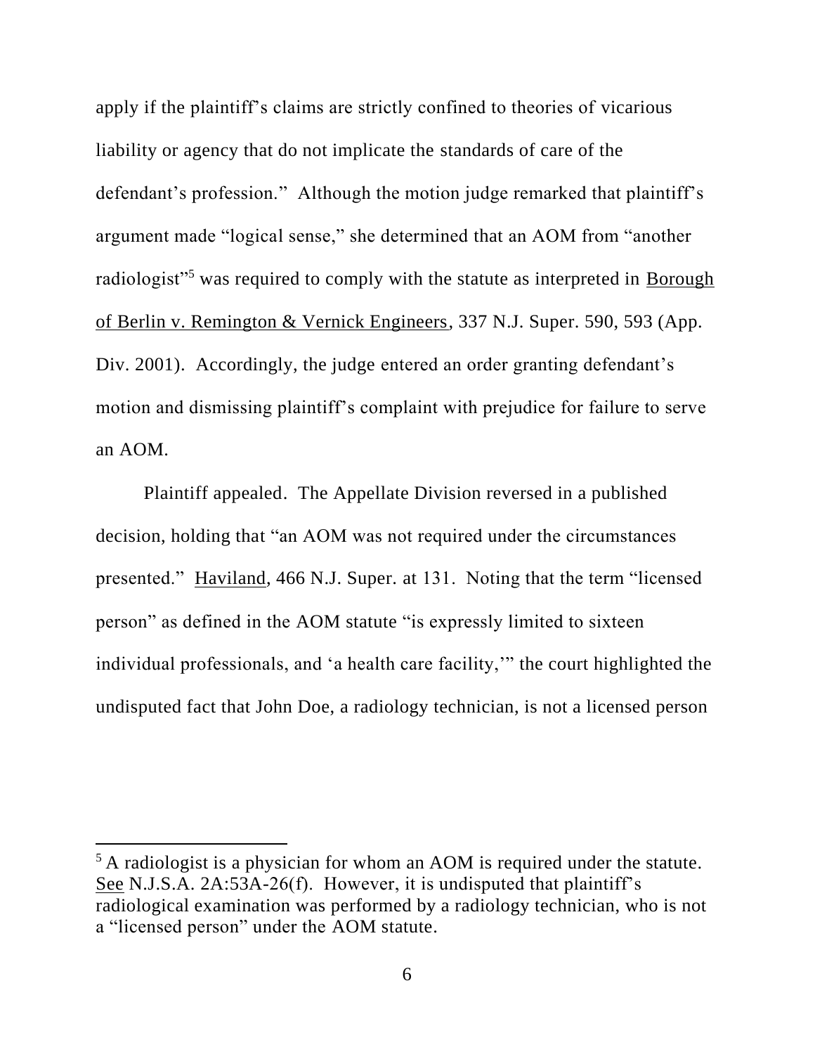apply if the plaintiff's claims are strictly confined to theories of vicarious liability or agency that do not implicate the standards of care of the defendant's profession." Although the motion judge remarked that plaintiff's argument made "logical sense," she determined that an AOM from "another radiologist"[5] was required to comply with the statute as interpreted in Borough of Berlin v. Remington & Vernick Engineers, 337 N.J. Super. 590, 593 (App. Div. 2001). Accordingly, the judge entered an order granting defendant's motion and dismissing plaintiff's complaint with prejudice for failure to serve an AOM.

Plaintiff appealed. The Appellate Division reversed in a published decision, holding that "an AOM was not required under the circumstances presented." Haviland, 466 N.J. Super. at 131. Noting that the term "licensed person" as defined in the AOM statute "is expressly limited to sixteen individual professionals, and 'a health care facility,'" the court highlighted the undisputed fact that John Doe, a radiology technician, is not a licensed person

---

[5] A radiologist is a physician for whom an AOM is required under the statute. See N.J.S.A. 2A:53A-26(f). However, it is undisputed that plaintiff's radiological examination was performed by a radiology technician, who is not a "licensed person" under the AOM statute.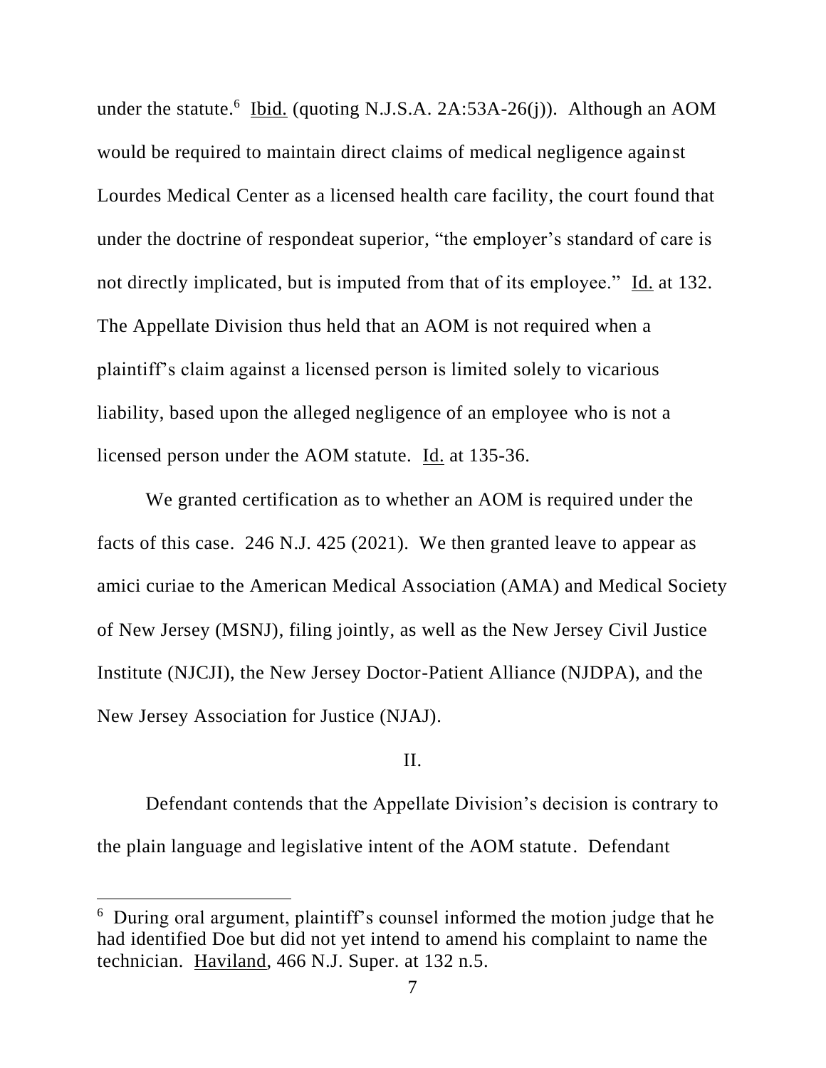under the statute.[6] Ibid. (quoting N.J.S.A. 2A:53A-26(j)). Although an AOM would be required to maintain direct claims of medical negligence against Lourdes Medical Center as a licensed health care facility, the court found that under the doctrine of respondeat superior, "the employer's standard of care is not directly implicated, but is imputed from that of its employee." Id. at 132. The Appellate Division thus held that an AOM is not required when a plaintiff's claim against a licensed person is limited solely to vicarious liability, based upon the alleged negligence of an employee who is not a licensed person under the AOM statute. Id. at 135-36.

We granted certification as to whether an AOM is required under the facts of this case. 246 N.J. 425 (2021). We then granted leave to appear as amici curiae to the American Medical Association (AMA) and Medical Society of New Jersey (MSNJ), filing jointly, as well as the New Jersey Civil Justice Institute (NJCJI), the New Jersey Doctor-Patient Alliance (NJDPA), and the New Jersey Association for Justice (NJAJ).

## II.

Defendant contends that the Appellate Division's decision is contrary to the plain language and legislative intent of the AOM statute. Defendant

---

[6] During oral argument, plaintiff's counsel informed the motion judge that he had identified Doe but did not yet intend to amend his complaint to name the technician. Haviland, 466 N.J. Super. at 132 n.5.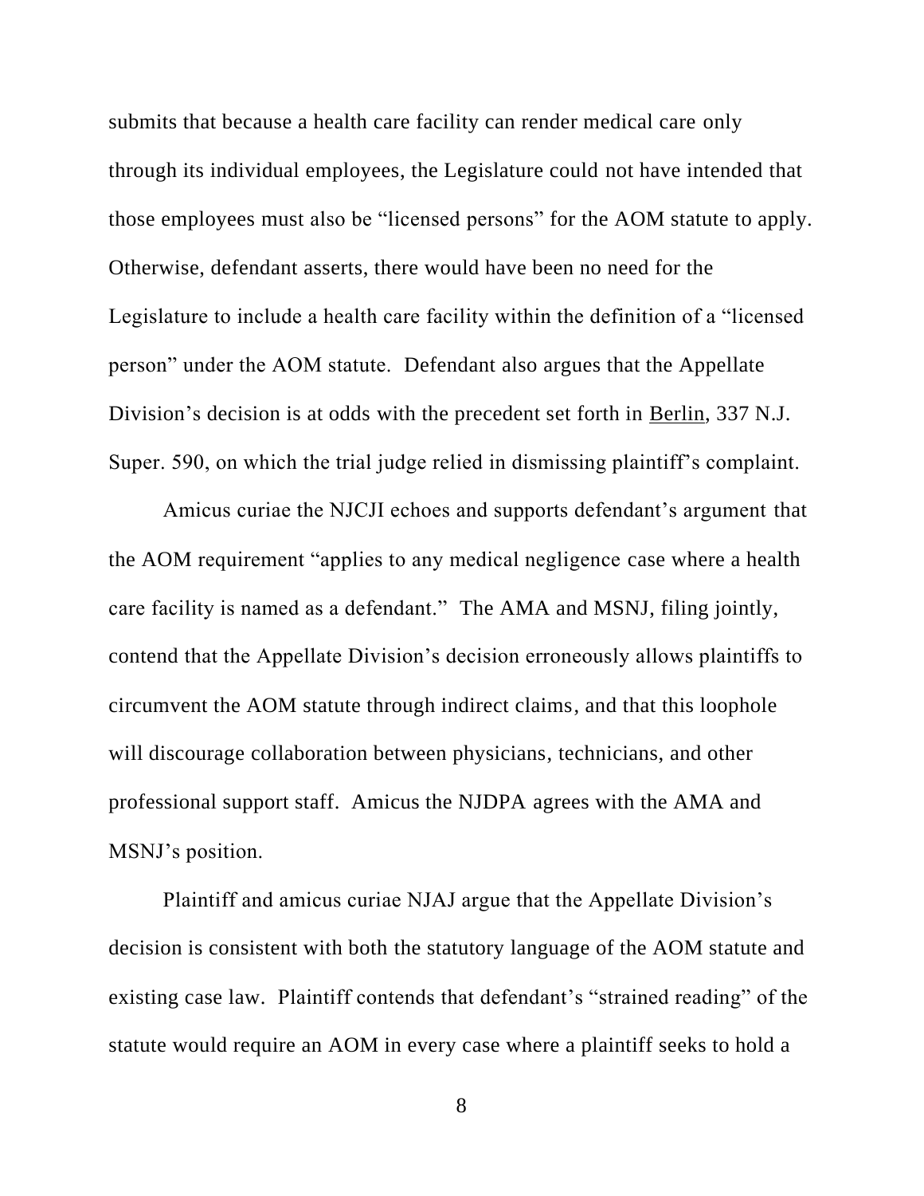submits that because a health care facility can render medical care only through its individual employees, the Legislature could not have intended that those employees must also be "licensed persons" for the AOM statute to apply. Otherwise, defendant asserts, there would have been no need for the Legislature to include a health care facility within the definition of a "licensed person" under the AOM statute. Defendant also argues that the Appellate Division's decision is at odds with the precedent set forth in Berlin, 337 N.J. Super. 590, on which the trial judge relied in dismissing plaintiff's complaint.

Amicus curiae the NJCJI echoes and supports defendant's argument that the AOM requirement "applies to any medical negligence case where a health care facility is named as a defendant." The AMA and MSNJ, filing jointly, contend that the Appellate Division's decision erroneously allows plaintiffs to circumvent the AOM statute through indirect claims, and that this loophole will discourage collaboration between physicians, technicians, and other professional support staff. Amicus the NJDPA agrees with the AMA and MSNJ's position.

Plaintiff and amicus curiae NJAJ argue that the Appellate Division's decision is consistent with both the statutory language of the AOM statute and existing case law. Plaintiff contends that defendant's "strained reading" of the statute would require an AOM in every case where a plaintiff seeks to hold a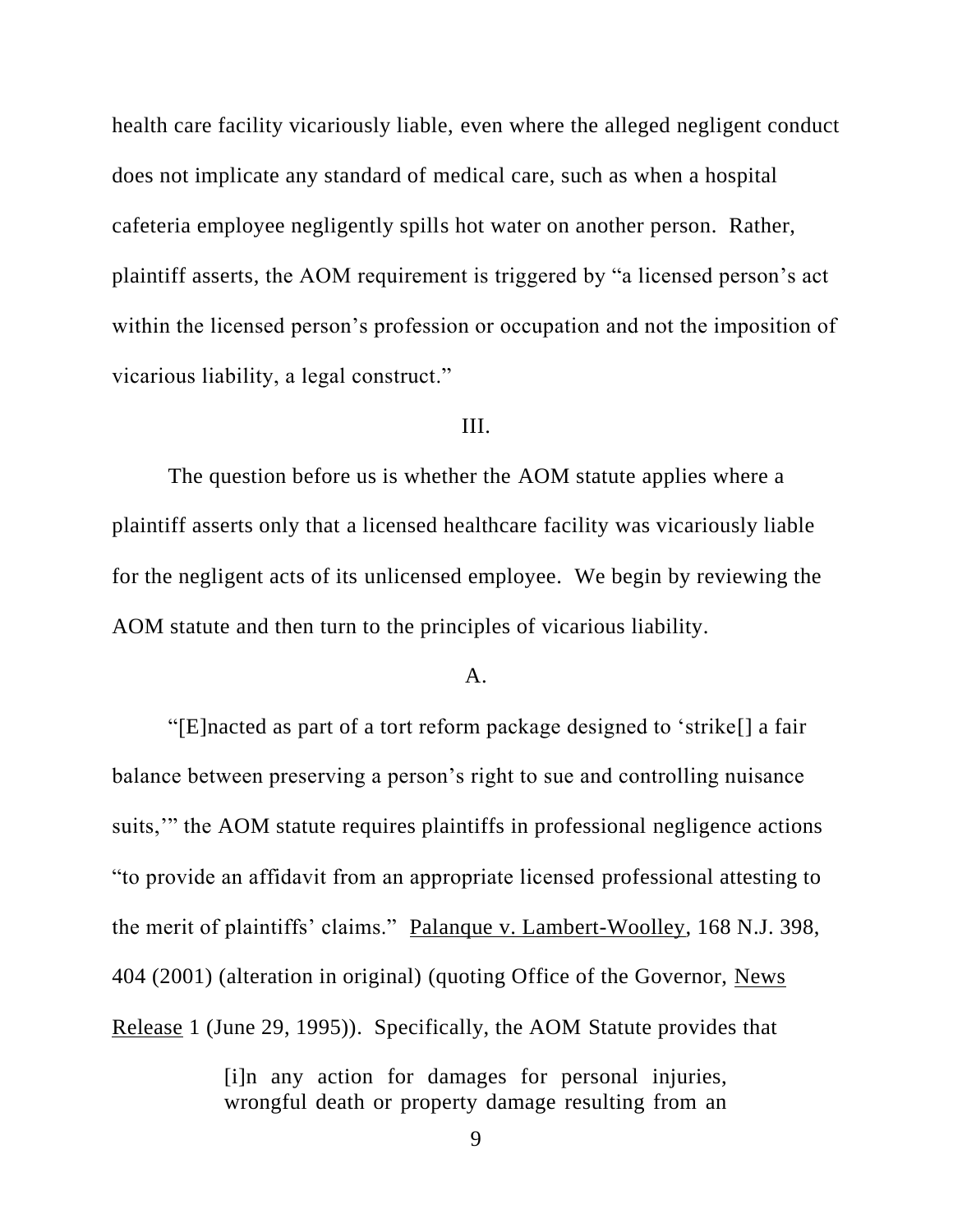health care facility vicariously liable, even where the alleged negligent conduct does not implicate any standard of medical care, such as when a hospital cafeteria employee negligently spills hot water on another person. Rather, plaintiff asserts, the AOM requirement is triggered by "a licensed person's act within the licensed person's profession or occupation and not the imposition of vicarious liability, a legal construct."

## III.

The question before us is whether the AOM statute applies where a plaintiff asserts only that a licensed healthcare facility was vicariously liable for the negligent acts of its unlicensed employee. We begin by reviewing the AOM statute and then turn to the principles of vicarious liability.

### A.

"[E]nacted as part of a tort reform package designed to 'strike[] a fair balance between preserving a person's right to sue and controlling nuisance suits,'" the AOM statute requires plaintiffs in professional negligence actions "to provide an affidavit from an appropriate licensed professional attesting to the merit of plaintiffs' claims." Palanque v. Lambert-Woolley, 168 N.J. 398, 404 (2001) (alteration in original) (quoting Office of the Governor, News Release 1 (June 29, 1995)). Specifically, the AOM Statute provides that

> [i]n any action for damages for personal injuries, wrongful death or property damage resulting from an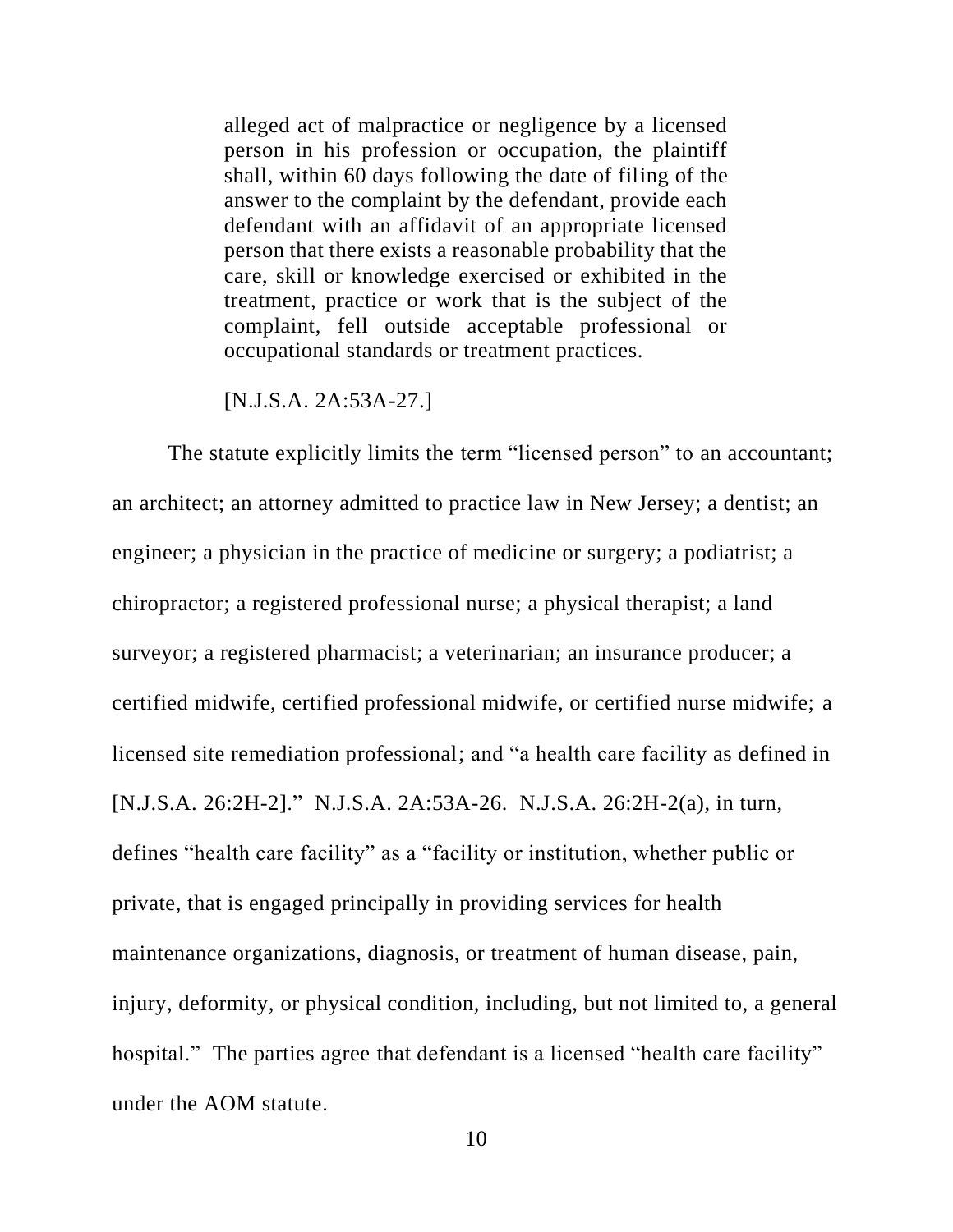> alleged act of malpractice or negligence by a licensed person in his profession or occupation, the plaintiff shall, within 60 days following the date of filing of the answer to the complaint by the defendant, provide each defendant with an affidavit of an appropriate licensed person that there exists a reasonable probability that the care, skill or knowledge exercised or exhibited in the treatment, practice or work that is the subject of the complaint, fell outside acceptable professional or occupational standards or treatment practices.
>
> [N.J.S.A. 2A:53A-27.]

The statute explicitly limits the term "licensed person" to an accountant; an architect; an attorney admitted to practice law in New Jersey; a dentist; an engineer; a physician in the practice of medicine or surgery; a podiatrist; a chiropractor; a registered professional nurse; a physical therapist; a land surveyor; a registered pharmacist; a veterinarian; an insurance producer; a certified midwife, certified professional midwife, or certified nurse midwife; a licensed site remediation professional; and "a health care facility as defined in [N.J.S.A. 26:2H-2]." N.J.S.A. 2A:53A-26. N.J.S.A. 26:2H-2(a), in turn, defines "health care facility" as a "facility or institution, whether public or private, that is engaged principally in providing services for health maintenance organizations, diagnosis, or treatment of human disease, pain, injury, deformity, or physical condition, including, but not limited to, a general hospital." The parties agree that defendant is a licensed "health care facility" under the AOM statute.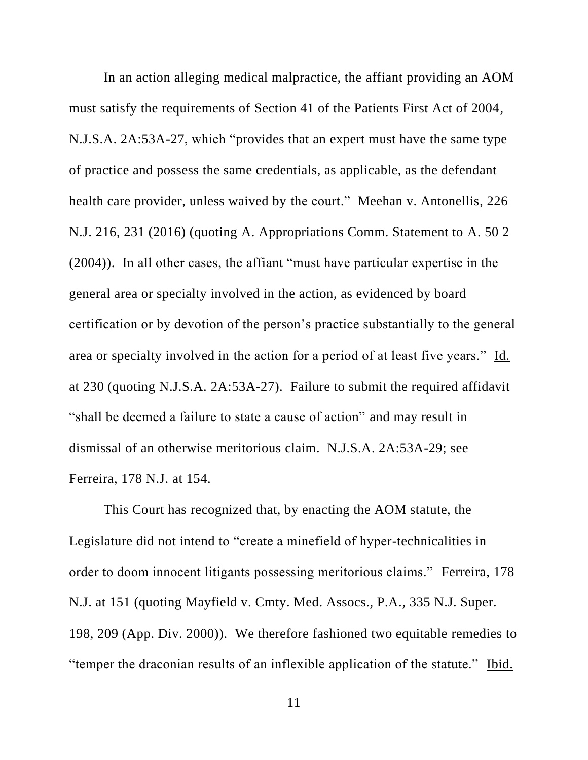In an action alleging medical malpractice, the affiant providing an AOM must satisfy the requirements of Section 41 of the Patients First Act of 2004, N.J.S.A. 2A:53A-27, which "provides that an expert must have the same type of practice and possess the same credentials, as applicable, as the defendant health care provider, unless waived by the court." Meehan v. Antonellis, 226 N.J. 216, 231 (2016) (quoting A. Appropriations Comm. Statement to A. 50 2 (2004)). In all other cases, the affiant "must have particular expertise in the general area or specialty involved in the action, as evidenced by board certification or by devotion of the person's practice substantially to the general area or specialty involved in the action for a period of at least five years." Id. at 230 (quoting N.J.S.A. 2A:53A-27). Failure to submit the required affidavit "shall be deemed a failure to state a cause of action" and may result in dismissal of an otherwise meritorious claim. N.J.S.A. 2A:53A-29; see Ferreira, 178 N.J. at 154.

This Court has recognized that, by enacting the AOM statute, the Legislature did not intend to "create a minefield of hyper-technicalities in order to doom innocent litigants possessing meritorious claims." Ferreira, 178 N.J. at 151 (quoting Mayfield v. Cmty. Med. Assocs., P.A., 335 N.J. Super. 198, 209 (App. Div. 2000)). We therefore fashioned two equitable remedies to "temper the draconian results of an inflexible application of the statute." Ibid.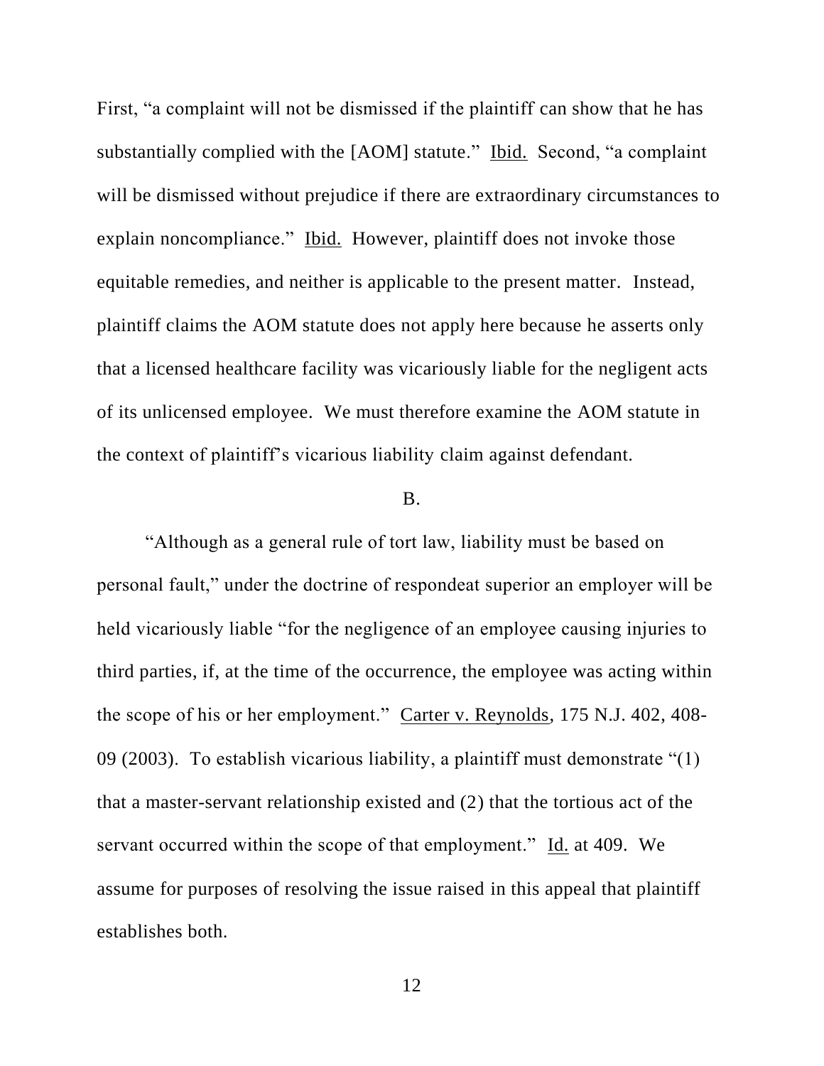First, "a complaint will not be dismissed if the plaintiff can show that he has substantially complied with the [AOM] statute." Ibid. Second, "a complaint will be dismissed without prejudice if there are extraordinary circumstances to explain noncompliance." Ibid. However, plaintiff does not invoke those equitable remedies, and neither is applicable to the present matter. Instead, plaintiff claims the AOM statute does not apply here because he asserts only that a licensed healthcare facility was vicariously liable for the negligent acts of its unlicensed employee. We must therefore examine the AOM statute in the context of plaintiff's vicarious liability claim against defendant.

B.

"Although as a general rule of tort law, liability must be based on personal fault," under the doctrine of respondeat superior an employer will be held vicariously liable "for the negligence of an employee causing injuries to third parties, if, at the time of the occurrence, the employee was acting within the scope of his or her employment." Carter v. Reynolds, 175 N.J. 402, 408-09 (2003). To establish vicarious liability, a plaintiff must demonstrate "(1) that a master-servant relationship existed and (2) that the tortious act of the servant occurred within the scope of that employment." Id. at 409. We assume for purposes of resolving the issue raised in this appeal that plaintiff establishes both.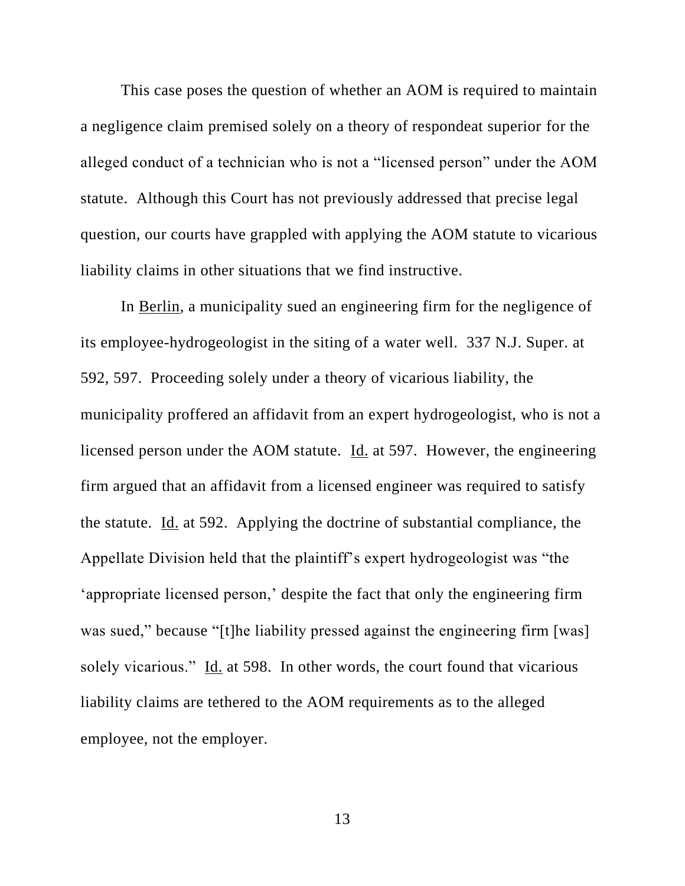This case poses the question of whether an AOM is required to maintain a negligence claim premised solely on a theory of respondeat superior for the alleged conduct of a technician who is not a "licensed person" under the AOM statute. Although this Court has not previously addressed that precise legal question, our courts have grappled with applying the AOM statute to vicarious liability claims in other situations that we find instructive.

In Berlin, a municipality sued an engineering firm for the negligence of its employee-hydrogeologist in the siting of a water well. 337 N.J. Super. at 592, 597. Proceeding solely under a theory of vicarious liability, the municipality proffered an affidavit from an expert hydrogeologist, who is not a licensed person under the AOM statute. Id. at 597. However, the engineering firm argued that an affidavit from a licensed engineer was required to satisfy the statute. Id. at 592. Applying the doctrine of substantial compliance, the Appellate Division held that the plaintiff's expert hydrogeologist was "the 'appropriate licensed person,' despite the fact that only the engineering firm was sued," because "[t]he liability pressed against the engineering firm [was] solely vicarious." Id. at 598. In other words, the court found that vicarious liability claims are tethered to the AOM requirements as to the alleged employee, not the employer.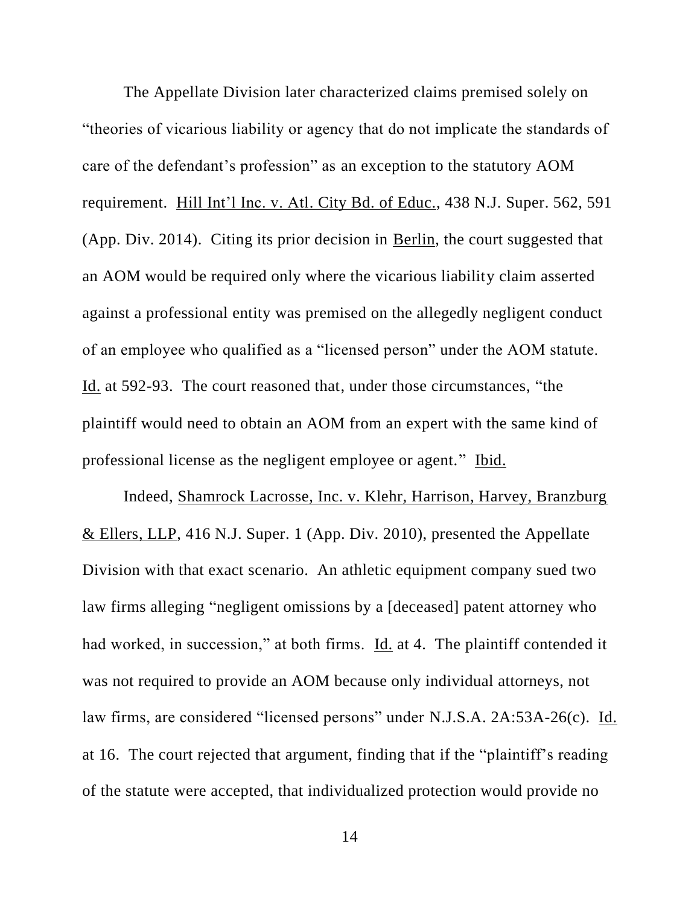The Appellate Division later characterized claims premised solely on "theories of vicarious liability or agency that do not implicate the standards of care of the defendant's profession" as an exception to the statutory AOM requirement. Hill Int'l Inc. v. Atl. City Bd. of Educ., 438 N.J. Super. 562, 591 (App. Div. 2014). Citing its prior decision in Berlin, the court suggested that an AOM would be required only where the vicarious liability claim asserted against a professional entity was premised on the allegedly negligent conduct of an employee who qualified as a "licensed person" under the AOM statute. Id. at 592-93. The court reasoned that, under those circumstances, "the plaintiff would need to obtain an AOM from an expert with the same kind of professional license as the negligent employee or agent." Ibid.

Indeed, Shamrock Lacrosse, Inc. v. Klehr, Harrison, Harvey, Branzburg & Ellers, LLP, 416 N.J. Super. 1 (App. Div. 2010), presented the Appellate Division with that exact scenario. An athletic equipment company sued two law firms alleging "negligent omissions by a [deceased] patent attorney who had worked, in succession," at both firms. Id. at 4. The plaintiff contended it was not required to provide an AOM because only individual attorneys, not law firms, are considered "licensed persons" under N.J.S.A. 2A:53A-26(c). Id. at 16. The court rejected that argument, finding that if the "plaintiff's reading of the statute were accepted, that individualized protection would provide no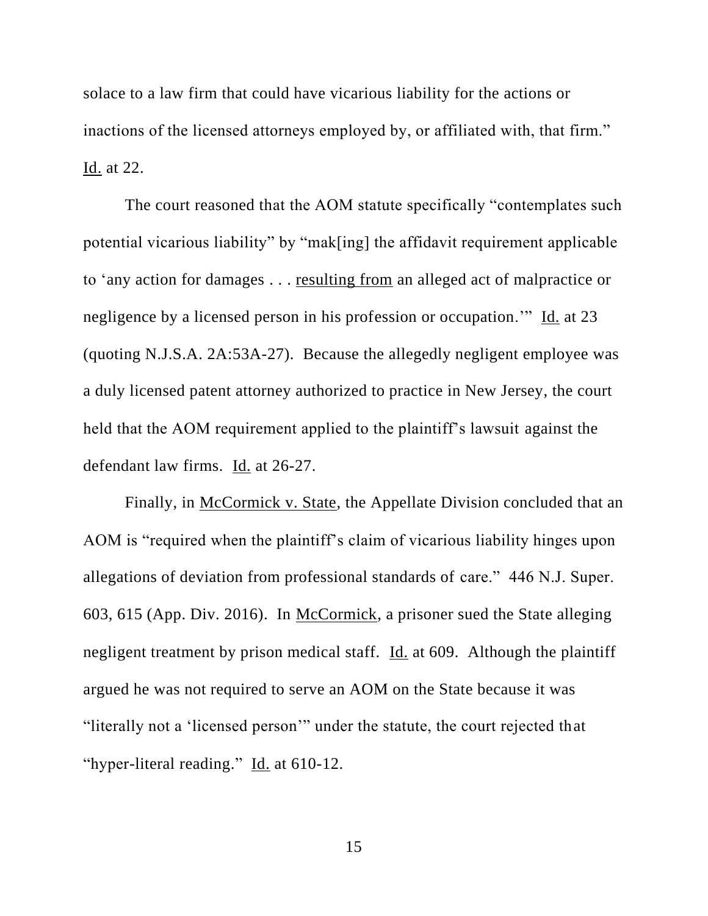solace to a law firm that could have vicarious liability for the actions or inactions of the licensed attorneys employed by, or affiliated with, that firm." Id. at 22.

The court reasoned that the AOM statute specifically "contemplates such potential vicarious liability" by "mak[ing] the affidavit requirement applicable to 'any action for damages . . . resulting from an alleged act of malpractice or negligence by a licensed person in his profession or occupation.'" Id. at 23 (quoting N.J.S.A. 2A:53A-27). Because the allegedly negligent employee was a duly licensed patent attorney authorized to practice in New Jersey, the court held that the AOM requirement applied to the plaintiff's lawsuit against the defendant law firms. Id. at 26-27.

Finally, in McCormick v. State, the Appellate Division concluded that an AOM is "required when the plaintiff's claim of vicarious liability hinges upon allegations of deviation from professional standards of care." 446 N.J. Super. 603, 615 (App. Div. 2016). In McCormick, a prisoner sued the State alleging negligent treatment by prison medical staff. Id. at 609. Although the plaintiff argued he was not required to serve an AOM on the State because it was "literally not a 'licensed person'" under the statute, the court rejected that "hyper-literal reading." Id. at 610-12.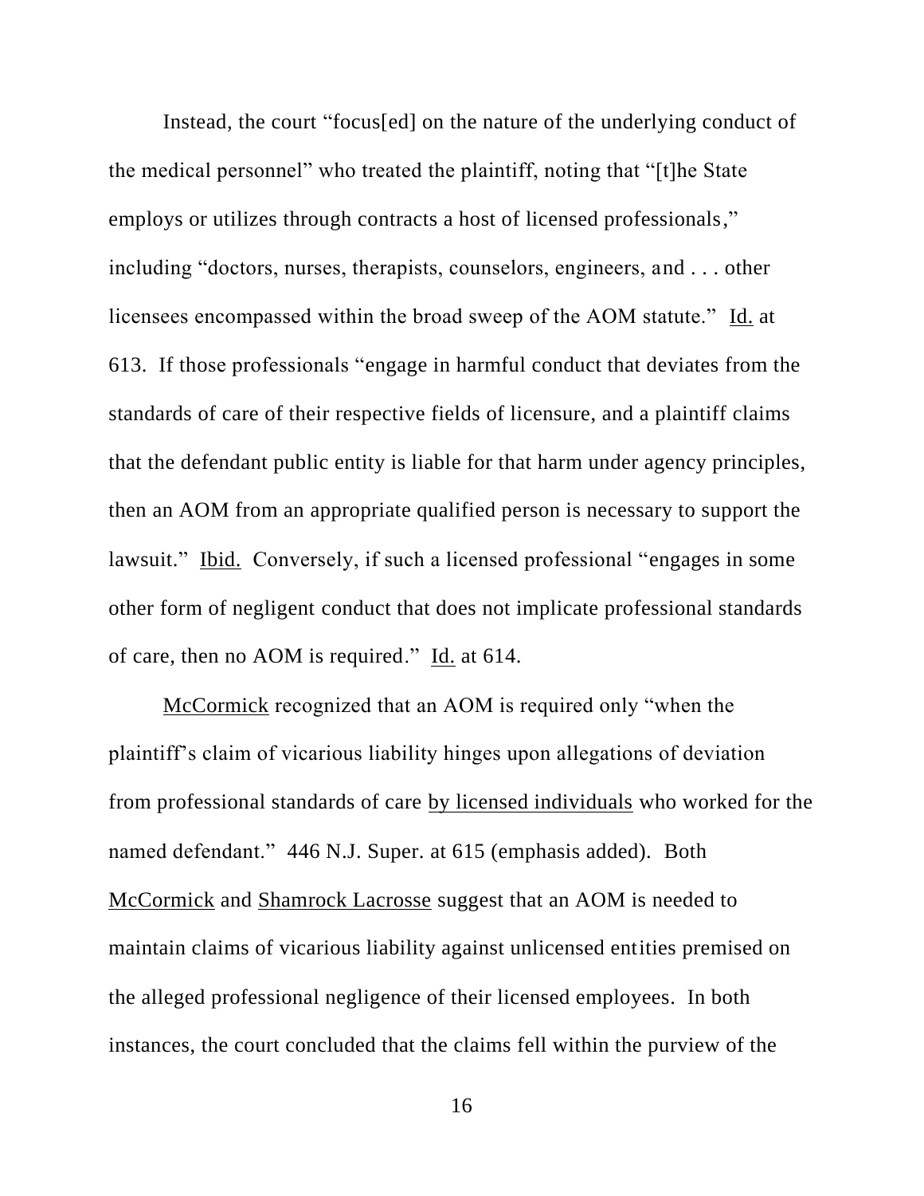Instead, the court "focus[ed] on the nature of the underlying conduct of the medical personnel" who treated the plaintiff, noting that "[t]he State employs or utilizes through contracts a host of licensed professionals," including "doctors, nurses, therapists, counselors, engineers, and . . . other licensees encompassed within the broad sweep of the AOM statute." Id. at 613. If those professionals "engage in harmful conduct that deviates from the standards of care of their respective fields of licensure, and a plaintiff claims that the defendant public entity is liable for that harm under agency principles, then an AOM from an appropriate qualified person is necessary to support the lawsuit." Ibid. Conversely, if such a licensed professional "engages in some other form of negligent conduct that does not implicate professional standards of care, then no AOM is required." Id. at 614.

McCormick recognized that an AOM is required only "when the plaintiff's claim of vicarious liability hinges upon allegations of deviation from professional standards of care by licensed individuals who worked for the named defendant." 446 N.J. Super. at 615 (emphasis added). Both McCormick and Shamrock Lacrosse suggest that an AOM is needed to maintain claims of vicarious liability against unlicensed entities premised on the alleged professional negligence of their licensed employees. In both instances, the court concluded that the claims fell within the purview of the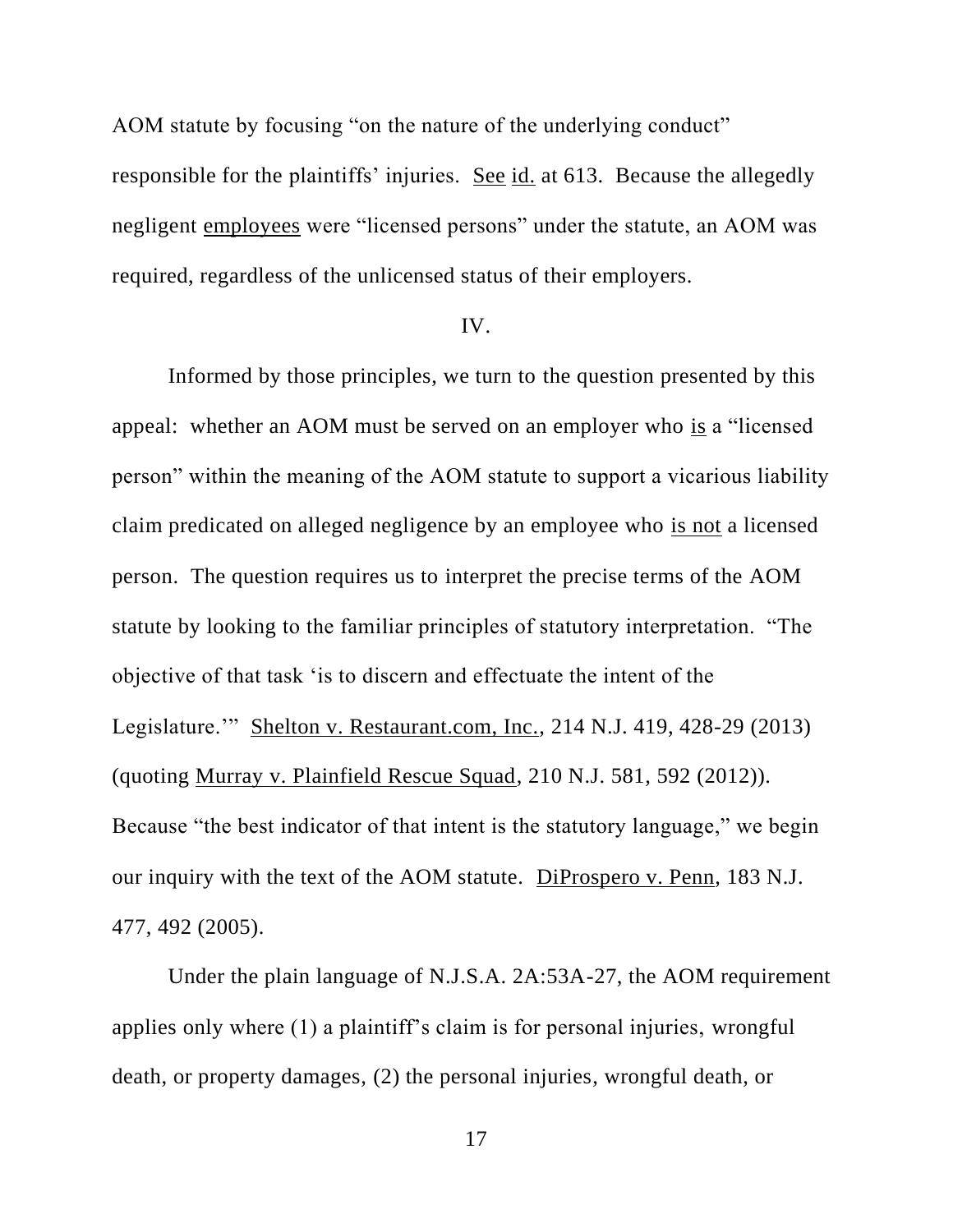AOM statute by focusing "on the nature of the underlying conduct" responsible for the plaintiffs' injuries. See id. at 613. Because the allegedly negligent employees were "licensed persons" under the statute, an AOM was required, regardless of the unlicensed status of their employers.

IV.

Informed by those principles, we turn to the question presented by this appeal: whether an AOM must be served on an employer who is a "licensed person" within the meaning of the AOM statute to support a vicarious liability claim predicated on alleged negligence by an employee who is not a licensed person. The question requires us to interpret the precise terms of the AOM statute by looking to the familiar principles of statutory interpretation. "The objective of that task 'is to discern and effectuate the intent of the Legislature.'" Shelton v. Restaurant.com, Inc., 214 N.J. 419, 428-29 (2013) (quoting Murray v. Plainfield Rescue Squad, 210 N.J. 581, 592 (2012)). Because "the best indicator of that intent is the statutory language," we begin our inquiry with the text of the AOM statute. DiProspero v. Penn, 183 N.J. 477, 492 (2005).

Under the plain language of N.J.S.A. 2A:53A-27, the AOM requirement applies only where (1) a plaintiff's claim is for personal injuries, wrongful death, or property damages, (2) the personal injuries, wrongful death, or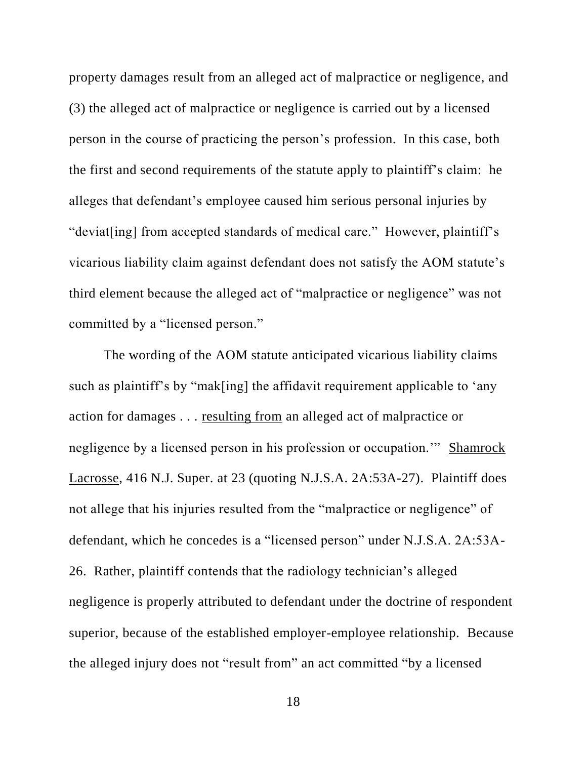property damages result from an alleged act of malpractice or negligence, and (3) the alleged act of malpractice or negligence is carried out by a licensed person in the course of practicing the person's profession. In this case, both the first and second requirements of the statute apply to plaintiff's claim: he alleges that defendant's employee caused him serious personal injuries by "deviat[ing] from accepted standards of medical care." However, plaintiff's vicarious liability claim against defendant does not satisfy the AOM statute's third element because the alleged act of "malpractice or negligence" was not committed by a "licensed person."

The wording of the AOM statute anticipated vicarious liability claims such as plaintiff's by "mak[ing] the affidavit requirement applicable to 'any action for damages . . . <u>resulting from</u> an alleged act of malpractice or negligence by a licensed person in his profession or occupation.'" <u>Shamrock Lacrosse</u>, 416 N.J. Super. at 23 (quoting N.J.S.A. 2A:53A-27). Plaintiff does not allege that his injuries resulted from the "malpractice or negligence" of defendant, which he concedes is a "licensed person" under N.J.S.A. 2A:53A-26. Rather, plaintiff contends that the radiology technician's alleged negligence is properly attributed to defendant under the doctrine of respondent superior, because of the established employer-employee relationship. Because the alleged injury does not "result from" an act committed "by a licensed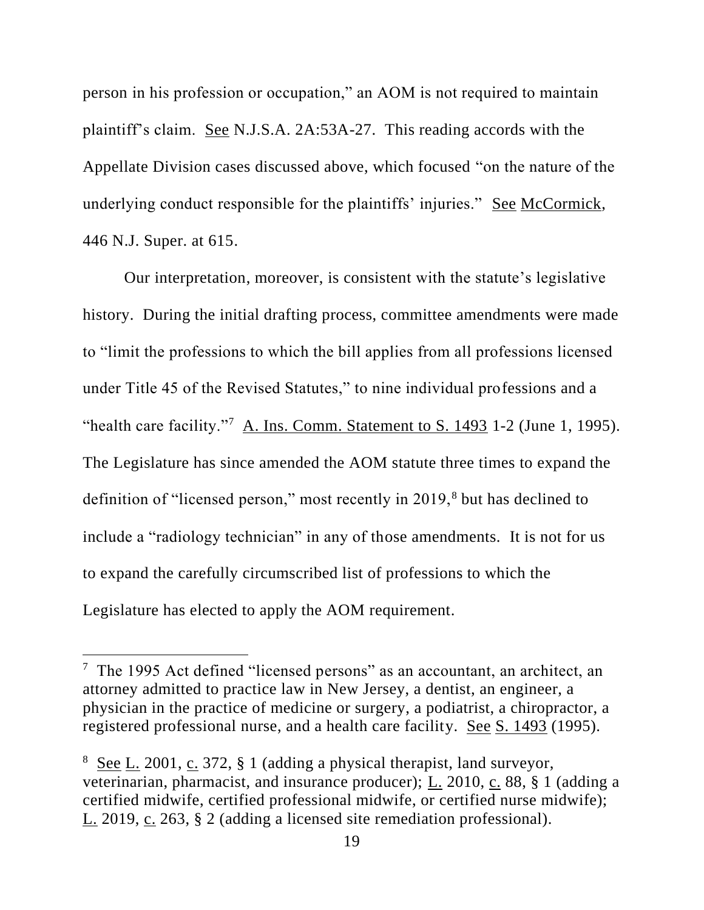person in his profession or occupation," an AOM is not required to maintain plaintiff's claim. See N.J.S.A. 2A:53A-27. This reading accords with the Appellate Division cases discussed above, which focused "on the nature of the underlying conduct responsible for the plaintiffs' injuries." See McCormick, 446 N.J. Super. at 615.

Our interpretation, moreover, is consistent with the statute's legislative history. During the initial drafting process, committee amendments were made to "limit the professions to which the bill applies from all professions licensed under Title 45 of the Revised Statutes," to nine individual professions and a "health care facility."[7] A. Ins. Comm. Statement to S. 1493 1-2 (June 1, 1995). The Legislature has since amended the AOM statute three times to expand the definition of "licensed person," most recently in 2019,[8] but has declined to include a "radiology technician" in any of those amendments. It is not for us to expand the carefully circumscribed list of professions to which the Legislature has elected to apply the AOM requirement.

---

[7] The 1995 Act defined "licensed persons" as an accountant, an architect, an attorney admitted to practice law in New Jersey, a dentist, an engineer, a physician in the practice of medicine or surgery, a podiatrist, a chiropractor, a registered professional nurse, and a health care facility. See S. 1493 (1995).

[8] See L. 2001, c. 372, § 1 (adding a physical therapist, land surveyor, veterinarian, pharmacist, and insurance producer); L. 2010, c. 88, § 1 (adding a certified midwife, certified professional midwife, or certified nurse midwife); L. 2019, c. 263, § 2 (adding a licensed site remediation professional).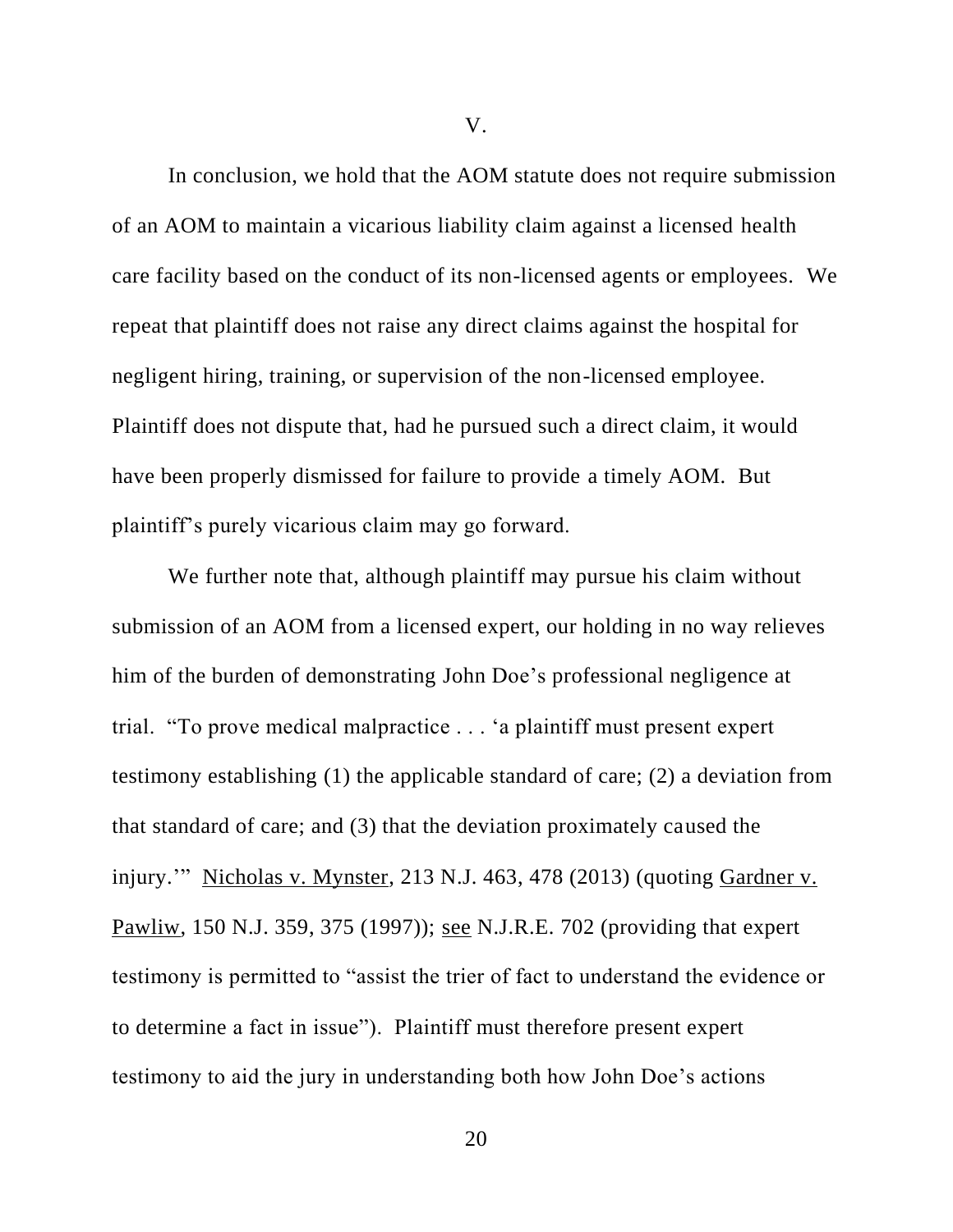## V.

In conclusion, we hold that the AOM statute does not require submission of an AOM to maintain a vicarious liability claim against a licensed health care facility based on the conduct of its non-licensed agents or employees. We repeat that plaintiff does not raise any direct claims against the hospital for negligent hiring, training, or supervision of the non-licensed employee. Plaintiff does not dispute that, had he pursued such a direct claim, it would have been properly dismissed for failure to provide a timely AOM. But plaintiff's purely vicarious claim may go forward.

We further note that, although plaintiff may pursue his claim without submission of an AOM from a licensed expert, our holding in no way relieves him of the burden of demonstrating John Doe's professional negligence at trial. "To prove medical malpractice . . . 'a plaintiff must present expert testimony establishing (1) the applicable standard of care; (2) a deviation from that standard of care; and (3) that the deviation proximately caused the injury.'" Nicholas v. Mynster, 213 N.J. 463, 478 (2013) (quoting Gardner v. Pawliw, 150 N.J. 359, 375 (1997)); see N.J.R.E. 702 (providing that expert testimony is permitted to "assist the trier of fact to understand the evidence or to determine a fact in issue"). Plaintiff must therefore present expert testimony to aid the jury in understanding both how John Doe's actions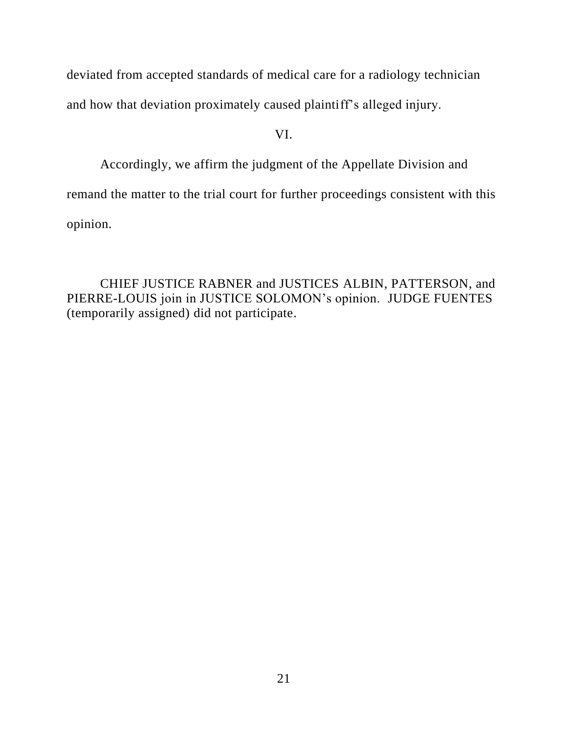deviated from accepted standards of medical care for a radiology technician and how that deviation proximately caused plaintiff's alleged injury.

## VI.

Accordingly, we affirm the judgment of the Appellate Division and remand the matter to the trial court for further proceedings consistent with this opinion.

CHIEF JUSTICE RABNER and JUSTICES ALBIN, PATTERSON, and PIERRE-LOUIS join in JUSTICE SOLOMON's opinion. JUDGE FUENTES (temporarily assigned) did not participate.